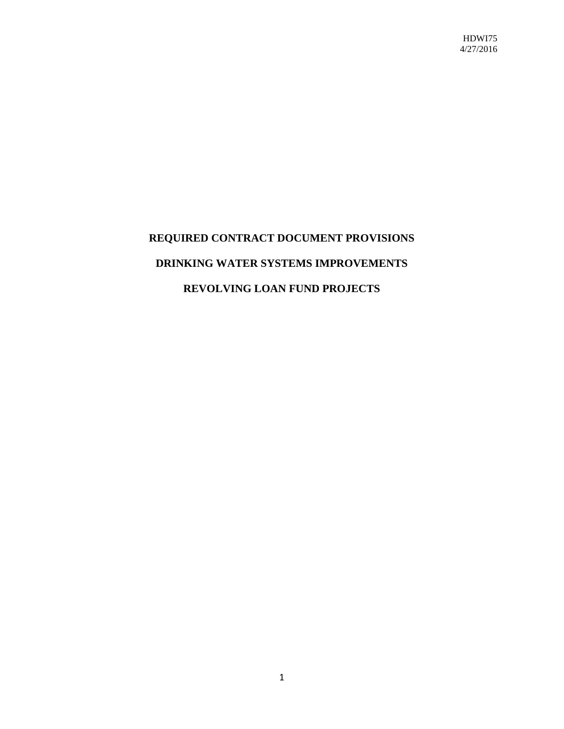HDWI75
4/27/2016

# REQUIRED CONTRACT DOCUMENT PROVISIONS

# DRINKING WATER SYSTEMS IMPROVEMENTS

# REVOLVING LOAN FUND PROJECTS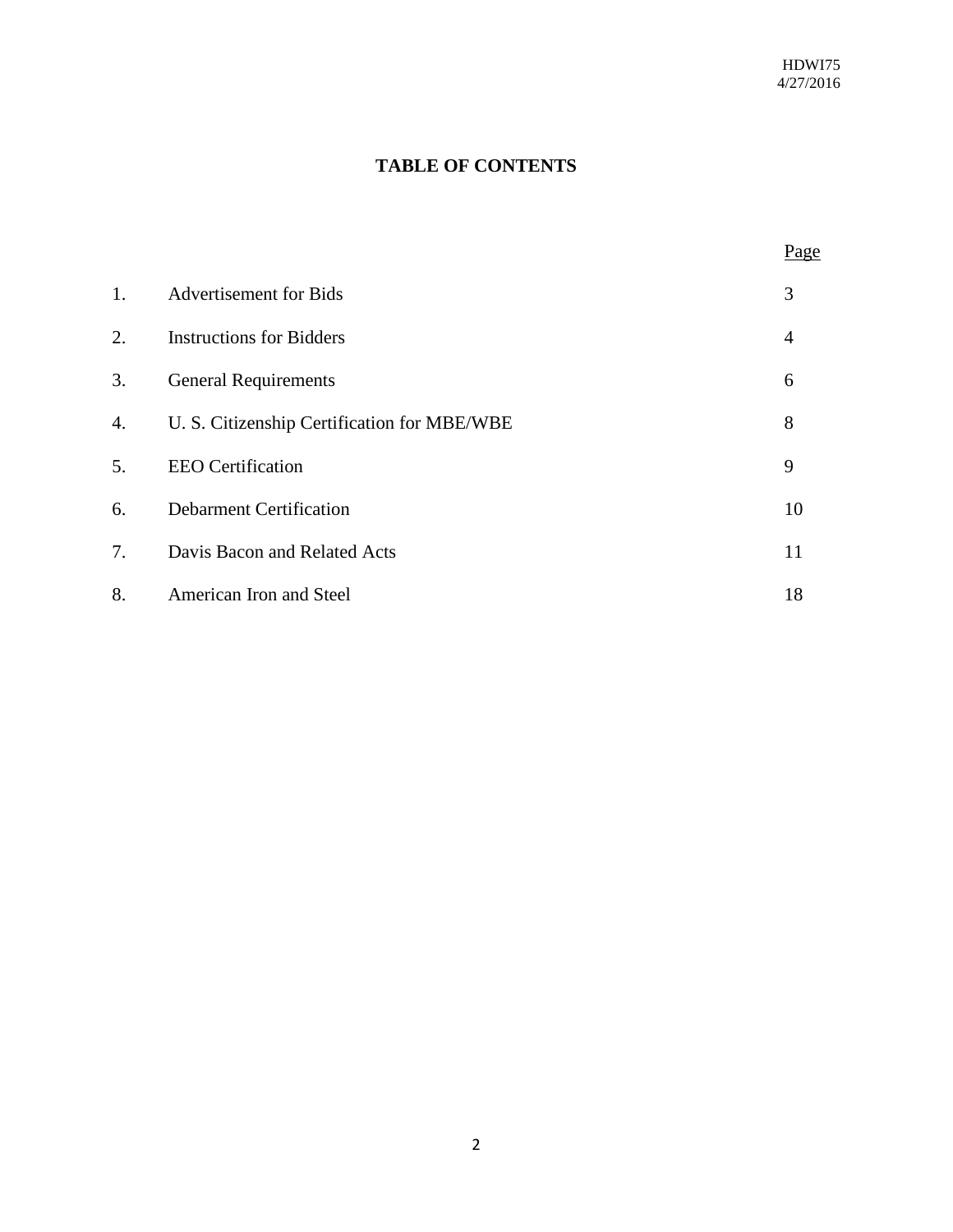HDWI75
4/27/2016

# TABLE OF CONTENTS

| | | Page |
|---|---|---|
| 1. | Advertisement for Bids | 3 |
| 2. | Instructions for Bidders | 4 |
| 3. | General Requirements | 6 |
| 4. | U. S. Citizenship Certification for MBE/WBE | 8 |
| 5. | EEO Certification | 9 |
| 6. | Debarment Certification | 10 |
| 7. | Davis Bacon and Related Acts | 11 |
| 8. | American Iron and Steel | 18 |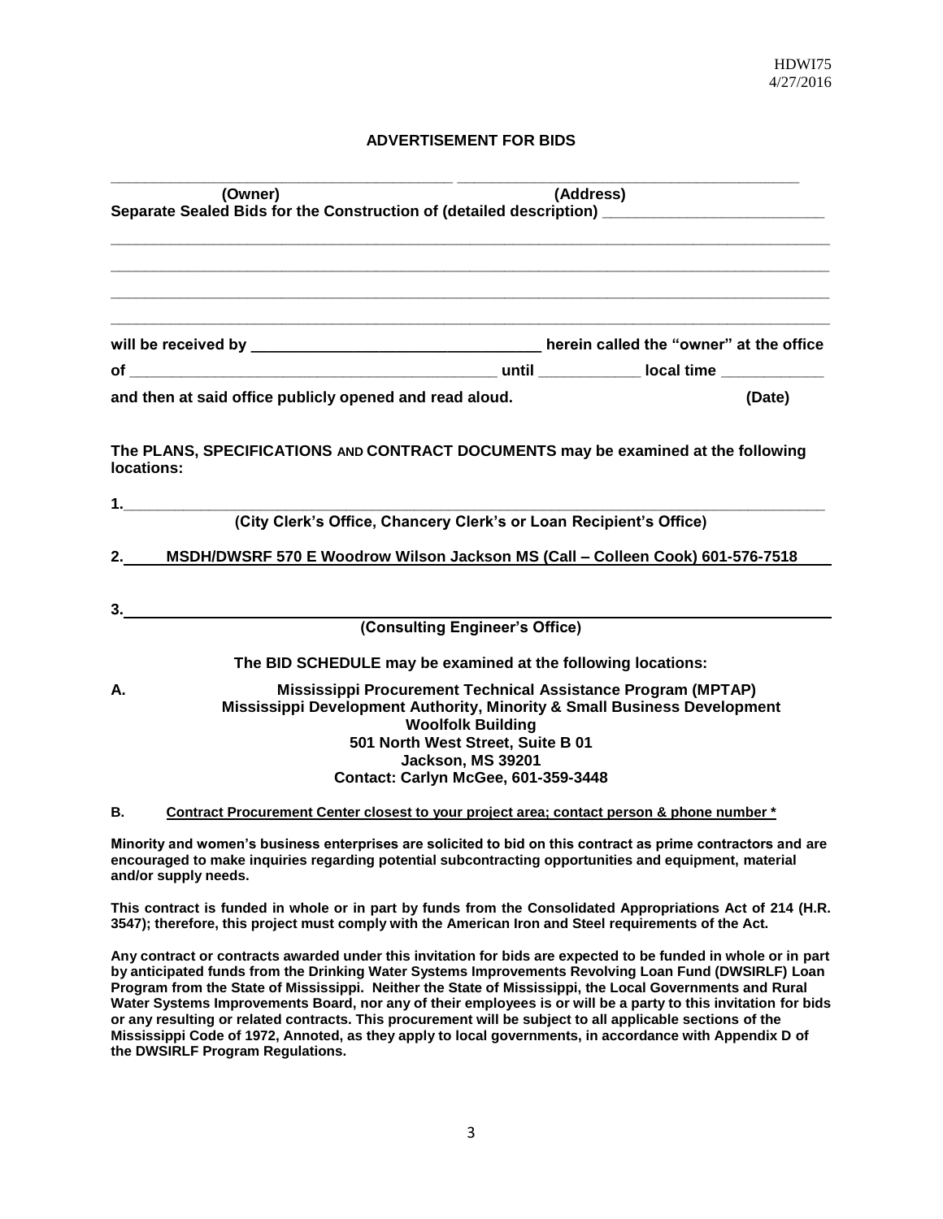## ADVERTISEMENT FOR BIDS

_______________________________________ _______________________________________

**(Owner)** **(Address)**

**Separate Sealed Bids for the Construction of (detailed description) ___________________________**

_____________________________________________________________________________________

_____________________________________________________________________________________

_____________________________________________________________________________________

_____________________________________________________________________________________

**will be received by _________________________________ herein called the "owner" at the office**

**of __________________________________________ until ____________ local time ____________**

**and then at said office publicly opened and read aloud.** **(Date)**

**The PLANS, SPECIFICATIONS AND CONTRACT DOCUMENTS may be examined at the following locations:**

**1.**_________________________________________________________________________________

**(City Clerk's Office, Chancery Clerk's or Loan Recipient's Office)**

**2. MSDH/DWSRF 570 E Woodrow Wilson Jackson MS (Call – Colleen Cook) 601-576-7518**

**3.**_________________________________________________________________________________

**(Consulting Engineer's Office)**

**The BID SCHEDULE may be examined at the following locations:**

**A. Mississippi Procurement Technical Assistance Program (MPTAP)**
**Mississippi Development Authority, Minority & Small Business Development**
**Woolfolk Building**
**501 North West Street, Suite B 01**
**Jackson, MS 39201**
**Contact: Carlyn McGee, 601-359-3448**

**B. Contract Procurement Center closest to your project area; contact person & phone number ***

**Minority and women's business enterprises are solicited to bid on this contract as prime contractors and are encouraged to make inquiries regarding potential subcontracting opportunities and equipment, material and/or supply needs.**

**This contract is funded in whole or in part by funds from the Consolidated Appropriations Act of 214 (H.R. 3547); therefore, this project must comply with the American Iron and Steel requirements of the Act.**

**Any contract or contracts awarded under this invitation for bids are expected to be funded in whole or in part by anticipated funds from the Drinking Water Systems Improvements Revolving Loan Fund (DWSIRLF) Loan Program from the State of Mississippi. Neither the State of Mississippi, the Local Governments and Rural Water Systems Improvements Board, nor any of their employees is or will be a party to this invitation for bids or any resulting or related contracts. This procurement will be subject to all applicable sections of the Mississippi Code of 1972, Annoted, as they apply to local governments, in accordance with Appendix D of the DWSIRLF Program Regulations.**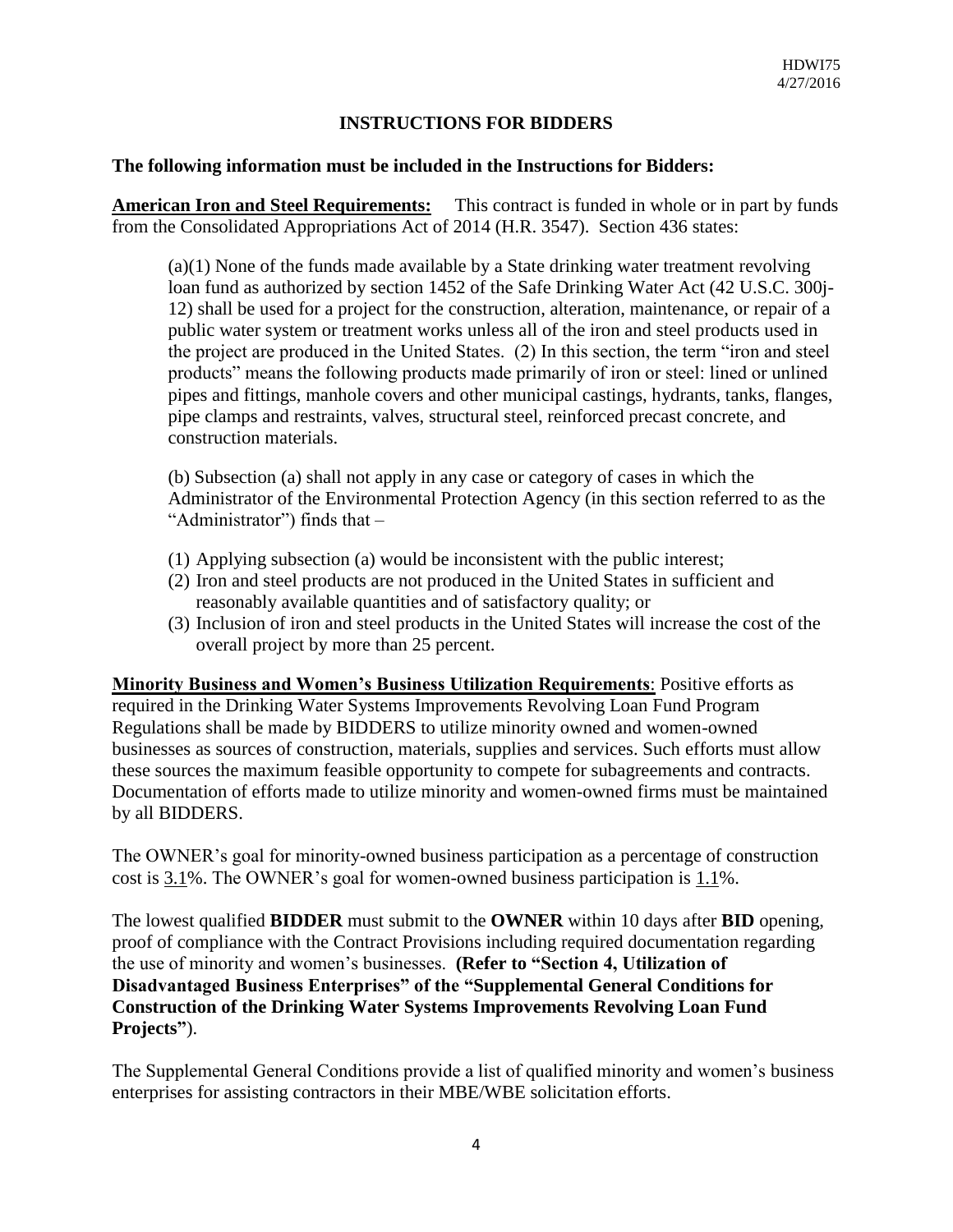## INSTRUCTIONS FOR BIDDERS

**The following information must be included in the Instructions for Bidders:**

**American Iron and Steel Requirements:** This contract is funded in whole or in part by funds from the Consolidated Appropriations Act of 2014 (H.R. 3547). Section 436 states:

> (a)(1) None of the funds made available by a State drinking water treatment revolving loan fund as authorized by section 1452 of the Safe Drinking Water Act (42 U.S.C. 300j-12) shall be used for a project for the construction, alteration, maintenance, or repair of a public water system or treatment works unless all of the iron and steel products used in the project are produced in the United States. (2) In this section, the term "iron and steel products" means the following products made primarily of iron or steel: lined or unlined pipes and fittings, manhole covers and other municipal castings, hydrants, tanks, flanges, pipe clamps and restraints, valves, structural steel, reinforced precast concrete, and construction materials.
>
> (b) Subsection (a) shall not apply in any case or category of cases in which the Administrator of the Environmental Protection Agency (in this section referred to as the "Administrator") finds that –
>
> (1) Applying subsection (a) would be inconsistent with the public interest;
> (2) Iron and steel products are not produced in the United States in sufficient and reasonably available quantities and of satisfactory quality; or
> (3) Inclusion of iron and steel products in the United States will increase the cost of the overall project by more than 25 percent.

**Minority Business and Women's Business Utilization Requirements**: Positive efforts as required in the Drinking Water Systems Improvements Revolving Loan Fund Program Regulations shall be made by BIDDERS to utilize minority owned and women-owned businesses as sources of construction, materials, supplies and services. Such efforts must allow these sources the maximum feasible opportunity to compete for subagreements and contracts. Documentation of efforts made to utilize minority and women-owned firms must be maintained by all BIDDERS.

The OWNER's goal for minority-owned business participation as a percentage of construction cost is 3.1%. The OWNER's goal for women-owned business participation is 1.1%.

The lowest qualified **BIDDER** must submit to the **OWNER** within 10 days after **BID** opening, proof of compliance with the Contract Provisions including required documentation regarding the use of minority and women's businesses. **(Refer to "Section 4, Utilization of Disadvantaged Business Enterprises" of the "Supplemental General Conditions for Construction of the Drinking Water Systems Improvements Revolving Loan Fund Projects"**).

The Supplemental General Conditions provide a list of qualified minority and women's business enterprises for assisting contractors in their MBE/WBE solicitation efforts.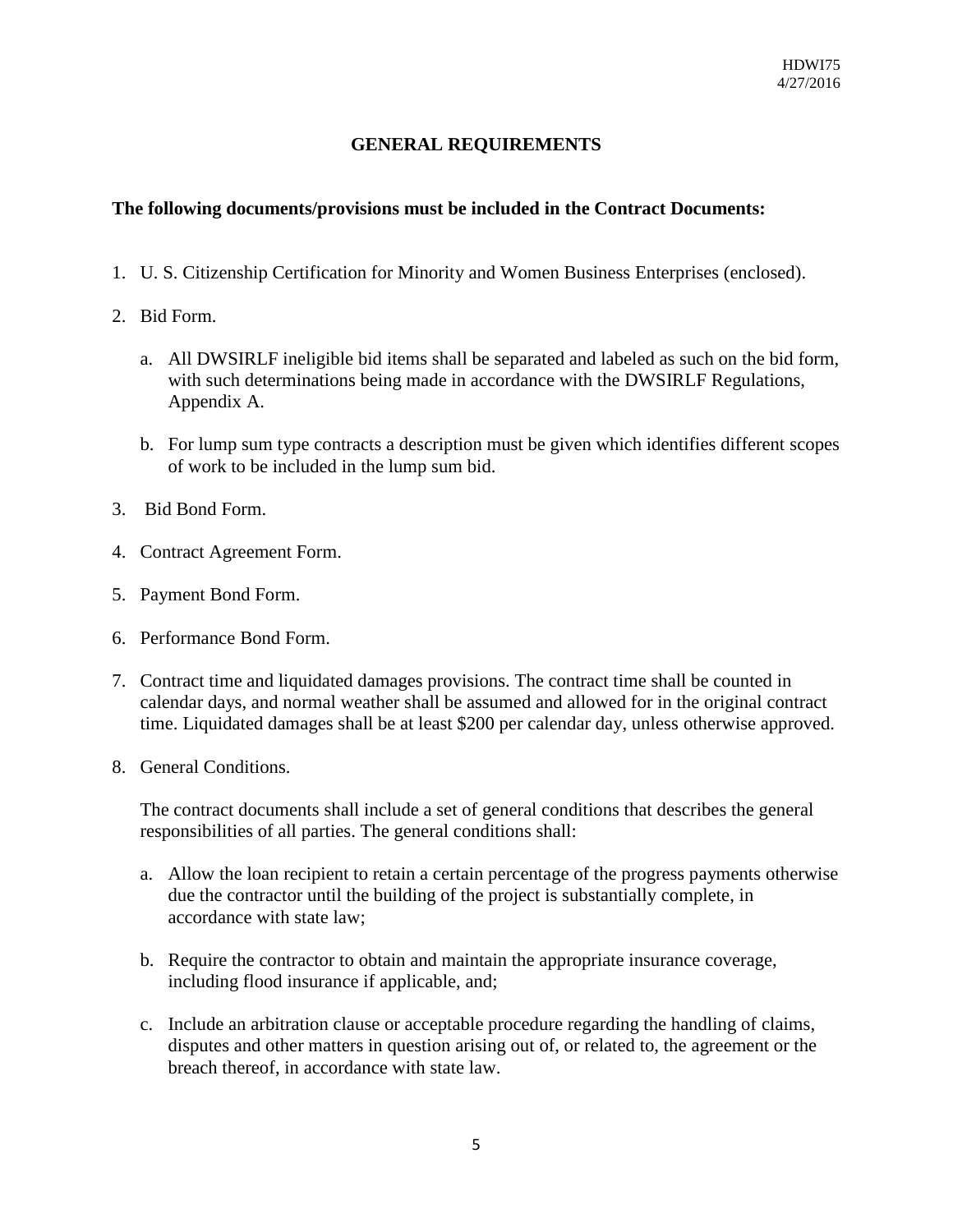## GENERAL REQUIREMENTS

**The following documents/provisions must be included in the Contract Documents:**

1. U. S. Citizenship Certification for Minority and Women Business Enterprises (enclosed).

2. Bid Form.

   a. All DWSIRLF ineligible bid items shall be separated and labeled as such on the bid form, with such determinations being made in accordance with the DWSIRLF Regulations, Appendix A.

   b. For lump sum type contracts a description must be given which identifies different scopes of work to be included in the lump sum bid.

3. Bid Bond Form.

4. Contract Agreement Form.

5. Payment Bond Form.

6. Performance Bond Form.

7. Contract time and liquidated damages provisions. The contract time shall be counted in calendar days, and normal weather shall be assumed and allowed for in the original contract time. Liquidated damages shall be at least $200 per calendar day, unless otherwise approved.

8. General Conditions.

   The contract documents shall include a set of general conditions that describes the general responsibilities of all parties. The general conditions shall:

   a. Allow the loan recipient to retain a certain percentage of the progress payments otherwise due the contractor until the building of the project is substantially complete, in accordance with state law;

   b. Require the contractor to obtain and maintain the appropriate insurance coverage, including flood insurance if applicable, and;

   c. Include an arbitration clause or acceptable procedure regarding the handling of claims, disputes and other matters in question arising out of, or related to, the agreement or the breach thereof, in accordance with state law.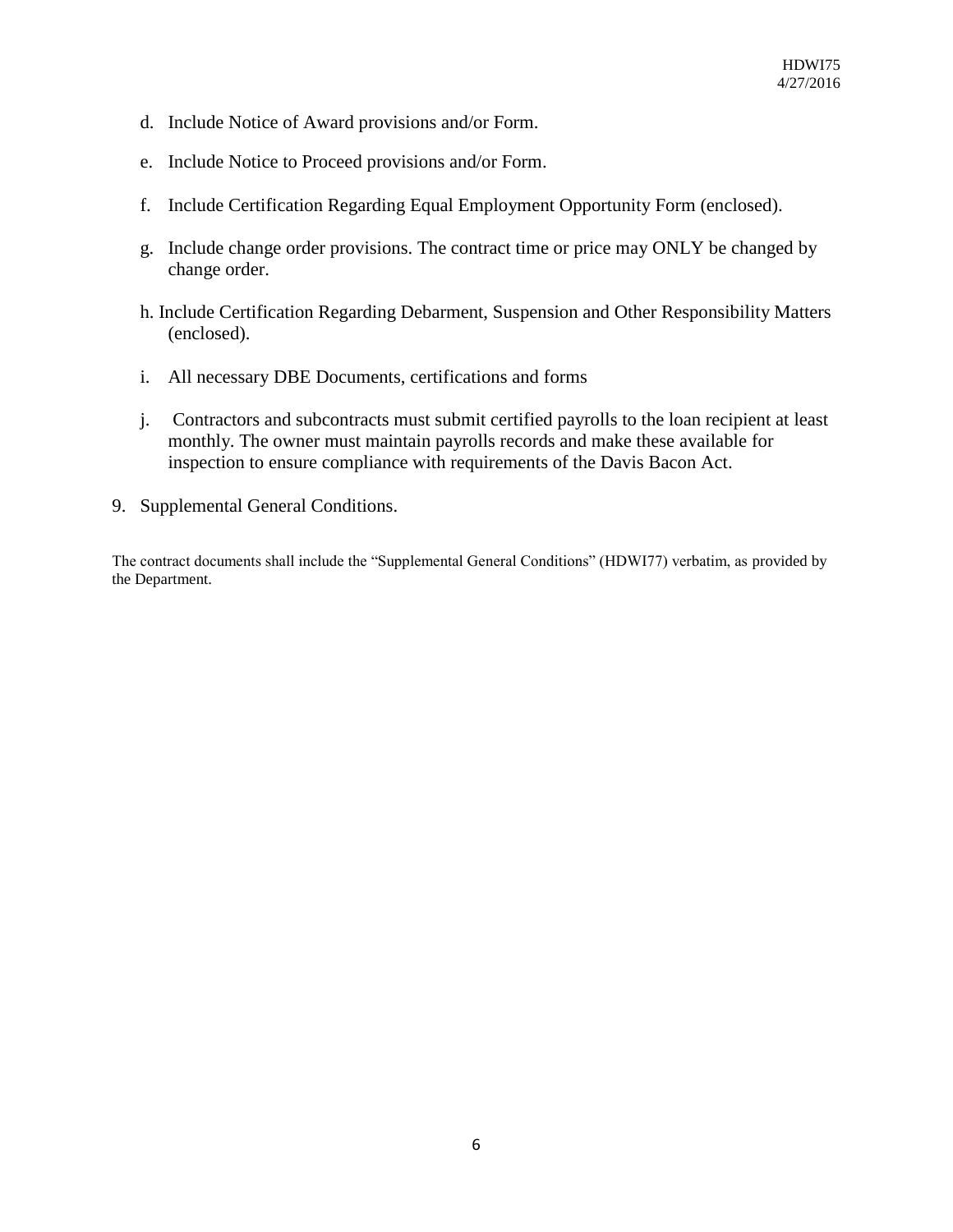d. Include Notice of Award provisions and/or Form.

e. Include Notice to Proceed provisions and/or Form.

f. Include Certification Regarding Equal Employment Opportunity Form (enclosed).

g. Include change order provisions. The contract time or price may ONLY be changed by change order.

h. Include Certification Regarding Debarment, Suspension and Other Responsibility Matters (enclosed).

i. All necessary DBE Documents, certifications and forms

j. Contractors and subcontracts must submit certified payrolls to the loan recipient at least monthly. The owner must maintain payrolls records and make these available for inspection to ensure compliance with requirements of the Davis Bacon Act.

9. Supplemental General Conditions.

The contract documents shall include the "Supplemental General Conditions" (HDWI77) verbatim, as provided by the Department.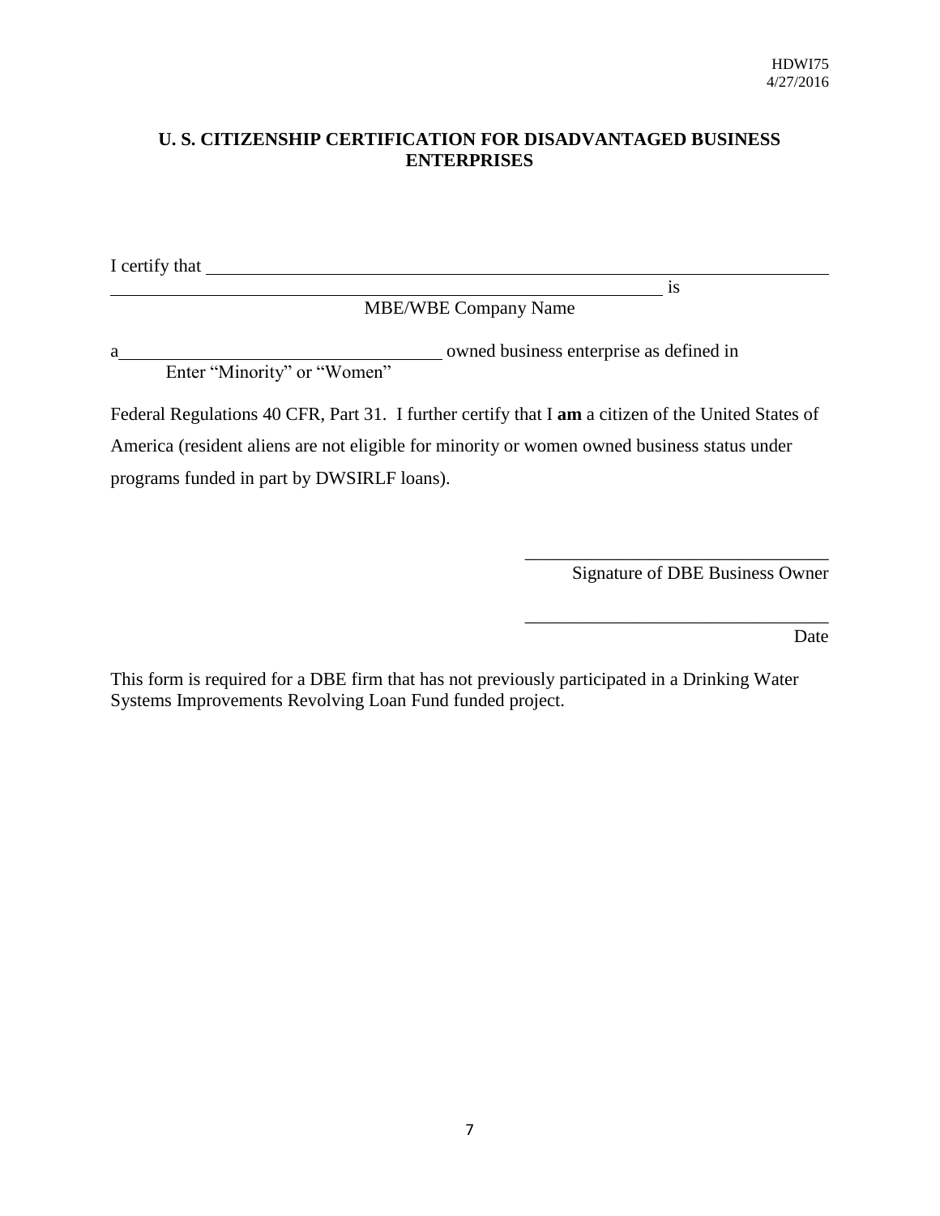HDWI75
4/27/2016

## U. S. CITIZENSHIP CERTIFICATION FOR DISADVANTAGED BUSINESS ENTERPRISES

I certify that ______________________________________________________________

______________________________________________________ is
MBE/WBE Company Name

a__________________________________ owned business enterprise as defined in
Enter "Minority" or "Women"

Federal Regulations 40 CFR, Part 31. I further certify that I **am** a citizen of the United States of America (resident aliens are not eligible for minority or women owned business status under programs funded in part by DWSIRLF loans).

________________________________
Signature of DBE Business Owner

________________________________
Date

This form is required for a DBE firm that has not previously participated in a Drinking Water Systems Improvements Revolving Loan Fund funded project.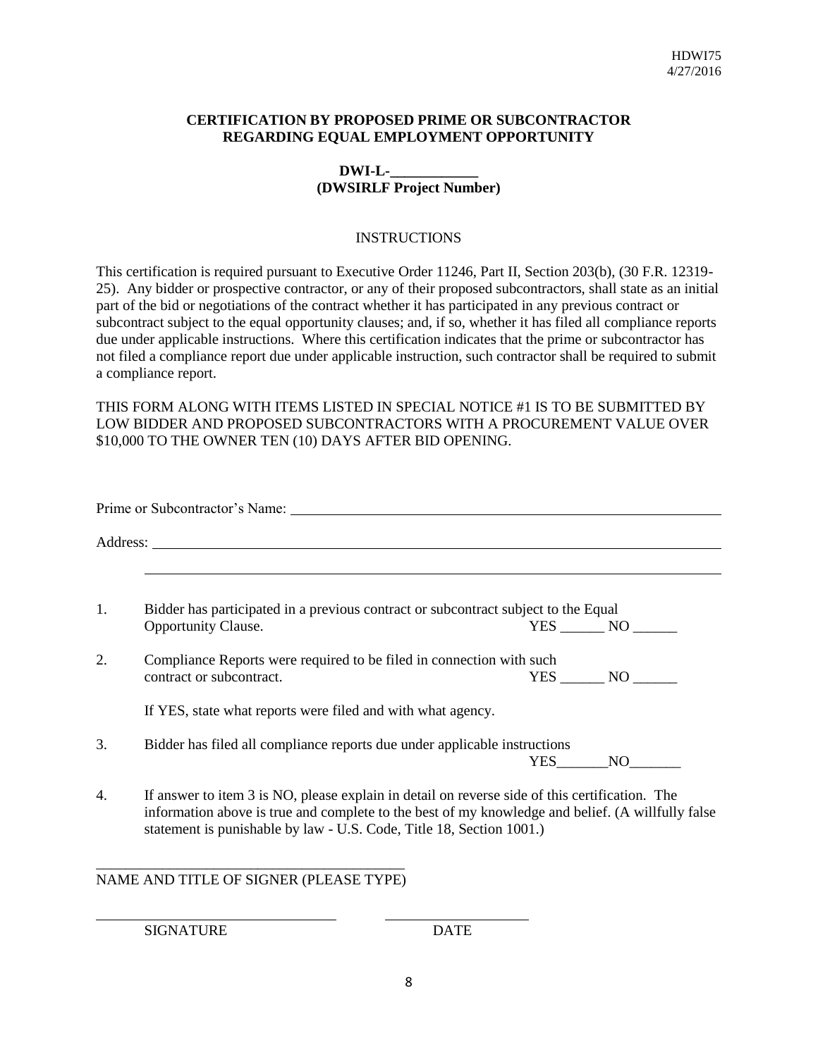HDWI75
4/27/2016

**CERTIFICATION BY PROPOSED PRIME OR SUBCONTRACTOR REGARDING EQUAL EMPLOYMENT OPPORTUNITY**

**DWI-L-\_\_\_\_\_\_\_\_\_\_\_\_**
**(DWSIRLF Project Number)**

INSTRUCTIONS

This certification is required pursuant to Executive Order 11246, Part II, Section 203(b), (30 F.R. 12319-25). Any bidder or prospective contractor, or any of their proposed subcontractors, shall state as an initial part of the bid or negotiations of the contract whether it has participated in any previous contract or subcontract subject to the equal opportunity clauses; and, if so, whether it has filed all compliance reports due under applicable instructions. Where this certification indicates that the prime or subcontractor has not filed a compliance report due under applicable instruction, such contractor shall be required to submit a compliance report.

THIS FORM ALONG WITH ITEMS LISTED IN SPECIAL NOTICE #1 IS TO BE SUBMITTED BY LOW BIDDER AND PROPOSED SUBCONTRACTORS WITH A PROCUREMENT VALUE OVER $10,000 TO THE OWNER TEN (10) DAYS AFTER BID OPENING.

Prime or Subcontractor's Name: \_\_\_\_\_\_\_\_\_\_\_\_\_\_\_\_\_\_\_\_\_\_\_\_\_\_\_\_\_\_\_\_\_\_\_\_\_\_\_\_

Address: \_\_\_\_\_\_\_\_\_\_\_\_\_\_\_\_\_\_\_\_\_\_\_\_\_\_\_\_\_\_\_\_\_\_\_\_\_\_\_\_\_\_\_\_\_\_\_\_\_\_\_\_

\_\_\_\_\_\_\_\_\_\_\_\_\_\_\_\_\_\_\_\_\_\_\_\_\_\_\_\_\_\_\_\_\_\_\_\_\_\_\_\_\_\_\_\_\_\_\_\_\_\_\_\_

1. Bidder has participated in a previous contract or subcontract subject to the Equal Opportunity Clause. YES \_\_\_\_\_\_ NO \_\_\_\_\_\_

2. Compliance Reports were required to be filed in connection with such contract or subcontract. YES \_\_\_\_\_\_ NO \_\_\_\_\_\_

   If YES, state what reports were filed and with what agency.

3. Bidder has filed all compliance reports due under applicable instructions YES\_\_\_\_\_\_\_NO\_\_\_\_\_\_\_

4. If answer to item 3 is NO, please explain in detail on reverse side of this certification. The information above is true and complete to the best of my knowledge and belief. (A willfully false statement is punishable by law - U.S. Code, Title 18, Section 1001.)

\_\_\_\_\_\_\_\_\_\_\_\_\_\_\_\_\_\_\_\_\_\_\_\_\_\_\_\_\_\_\_\_\_\_\_\_\_\_\_\_
NAME AND TITLE OF SIGNER (PLEASE TYPE)

\_\_\_\_\_\_\_\_\_\_\_\_\_\_\_\_\_\_\_\_\_\_\_\_\_\_\_\_\_\_ \_\_\_\_\_\_\_\_\_\_\_\_\_\_\_\_\_\_\_\_
SIGNATURE DATE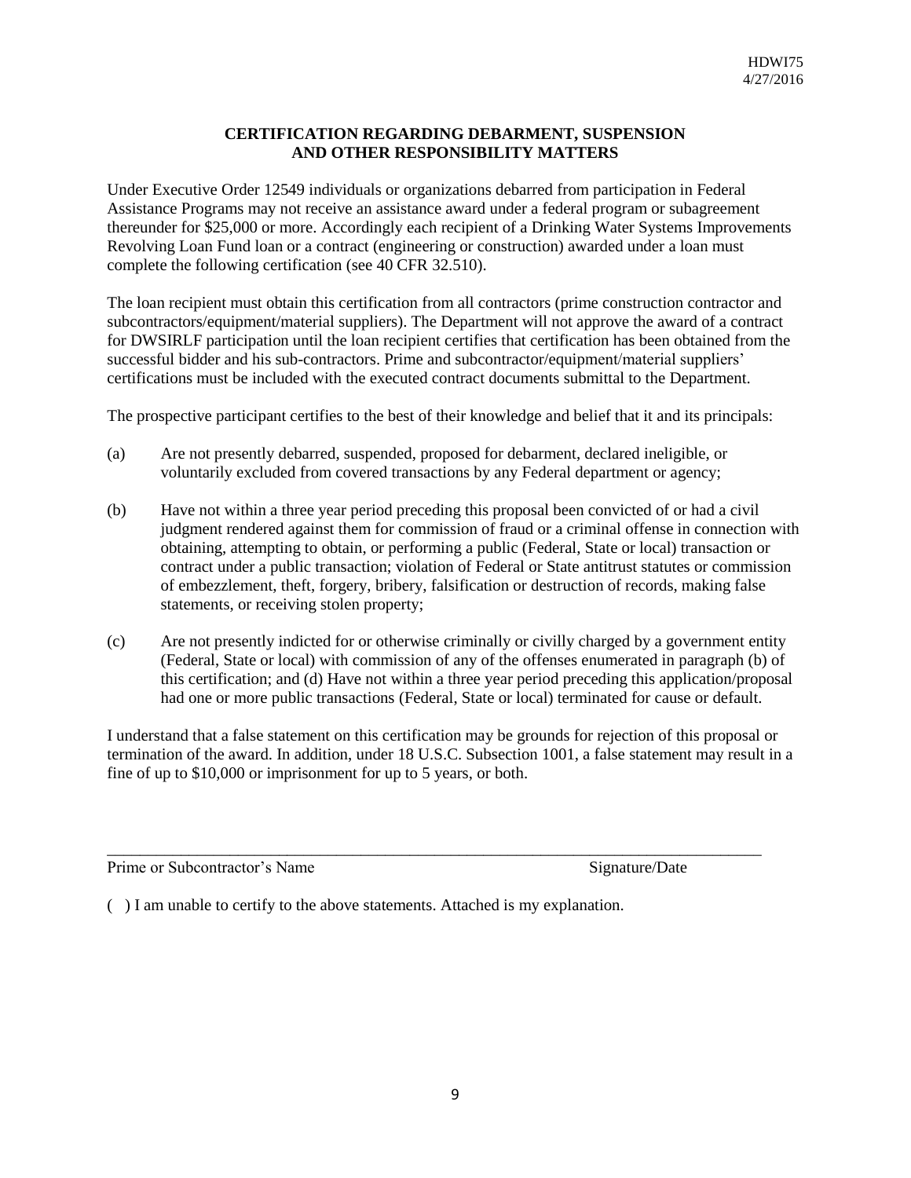## CERTIFICATION REGARDING DEBARMENT, SUSPENSION AND OTHER RESPONSIBILITY MATTERS

Under Executive Order 12549 individuals or organizations debarred from participation in Federal Assistance Programs may not receive an assistance award under a federal program or subagreement thereunder for $25,000 or more. Accordingly each recipient of a Drinking Water Systems Improvements Revolving Loan Fund loan or a contract (engineering or construction) awarded under a loan must complete the following certification (see 40 CFR 32.510).

The loan recipient must obtain this certification from all contractors (prime construction contractor and subcontractors/equipment/material suppliers). The Department will not approve the award of a contract for DWSIRLF participation until the loan recipient certifies that certification has been obtained from the successful bidder and his sub-contractors. Prime and subcontractor/equipment/material suppliers' certifications must be included with the executed contract documents submittal to the Department.

The prospective participant certifies to the best of their knowledge and belief that it and its principals:

(a) Are not presently debarred, suspended, proposed for debarment, declared ineligible, or voluntarily excluded from covered transactions by any Federal department or agency;

(b) Have not within a three year period preceding this proposal been convicted of or had a civil judgment rendered against them for commission of fraud or a criminal offense in connection with obtaining, attempting to obtain, or performing a public (Federal, State or local) transaction or contract under a public transaction; violation of Federal or State antitrust statutes or commission of embezzlement, theft, forgery, bribery, falsification or destruction of records, making false statements, or receiving stolen property;

(c) Are not presently indicted for or otherwise criminally or civilly charged by a government entity (Federal, State or local) with commission of any of the offenses enumerated in paragraph (b) of this certification; and (d) Have not within a three year period preceding this application/proposal had one or more public transactions (Federal, State or local) terminated for cause or default.

I understand that a false statement on this certification may be grounds for rejection of this proposal or termination of the award. In addition, under 18 U.S.C. Subsection 1001, a false statement may result in a fine of up to $10,000 or imprisonment for up to 5 years, or both.

\_\_\_\_\_\_\_\_\_\_\_\_\_\_\_\_\_\_\_\_\_\_\_\_\_\_\_\_\_\_\_\_\_\_\_\_\_\_\_\_\_\_\_\_\_\_\_\_\_\_\_\_\_\_\_\_\_\_\_\_\_\_\_\_\_\_\_\_\_\_\_\_\_\_\_\_\_\_

Prime or Subcontractor's Name                                                                 Signature/Date

( ) I am unable to certify to the above statements. Attached is my explanation.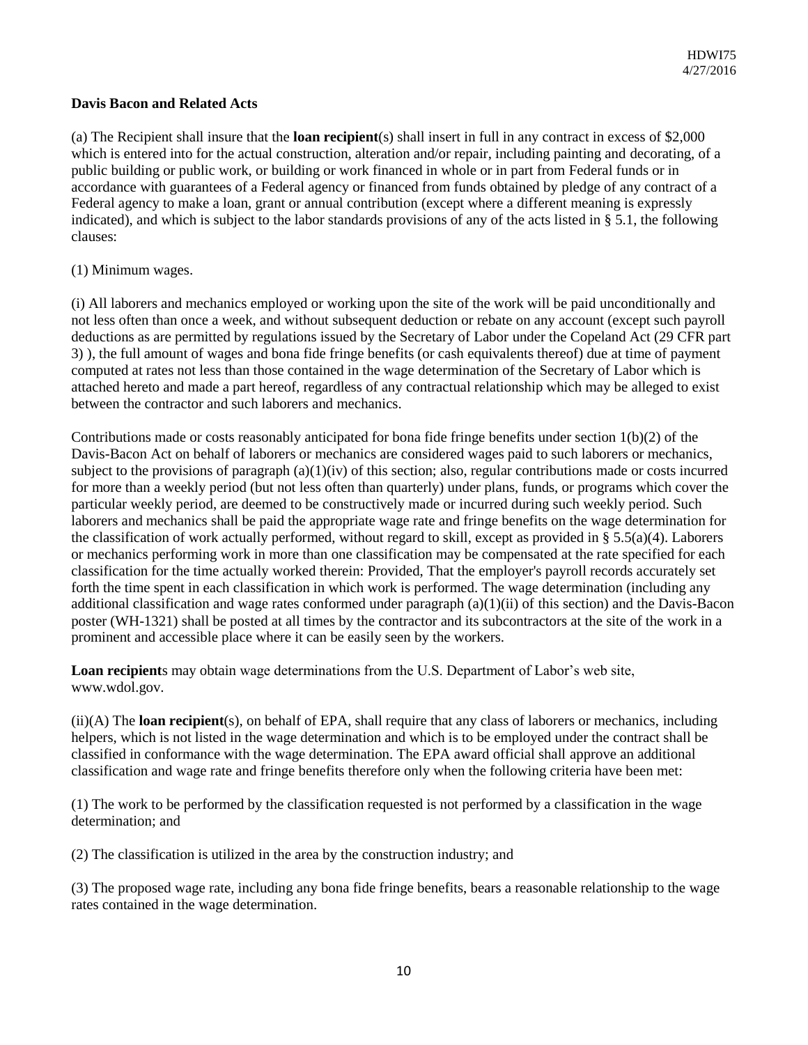**Davis Bacon and Related Acts**

(a) The Recipient shall insure that the **loan recipient**(s) shall insert in full in any contract in excess of $2,000 which is entered into for the actual construction, alteration and/or repair, including painting and decorating, of a public building or public work, or building or work financed in whole or in part from Federal funds or in accordance with guarantees of a Federal agency or financed from funds obtained by pledge of any contract of a Federal agency to make a loan, grant or annual contribution (except where a different meaning is expressly indicated), and which is subject to the labor standards provisions of any of the acts listed in § 5.1, the following clauses:

(1) Minimum wages.

(i) All laborers and mechanics employed or working upon the site of the work will be paid unconditionally and not less often than once a week, and without subsequent deduction or rebate on any account (except such payroll deductions as are permitted by regulations issued by the Secretary of Labor under the Copeland Act (29 CFR part 3) ), the full amount of wages and bona fide fringe benefits (or cash equivalents thereof) due at time of payment computed at rates not less than those contained in the wage determination of the Secretary of Labor which is attached hereto and made a part hereof, regardless of any contractual relationship which may be alleged to exist between the contractor and such laborers and mechanics.

Contributions made or costs reasonably anticipated for bona fide fringe benefits under section 1(b)(2) of the Davis-Bacon Act on behalf of laborers or mechanics are considered wages paid to such laborers or mechanics, subject to the provisions of paragraph (a)(1)(iv) of this section; also, regular contributions made or costs incurred for more than a weekly period (but not less often than quarterly) under plans, funds, or programs which cover the particular weekly period, are deemed to be constructively made or incurred during such weekly period. Such laborers and mechanics shall be paid the appropriate wage rate and fringe benefits on the wage determination for the classification of work actually performed, without regard to skill, except as provided in § 5.5(a)(4). Laborers or mechanics performing work in more than one classification may be compensated at the rate specified for each classification for the time actually worked therein: Provided, That the employer's payroll records accurately set forth the time spent in each classification in which work is performed. The wage determination (including any additional classification and wage rates conformed under paragraph (a)(1)(ii) of this section) and the Davis-Bacon poster (WH-1321) shall be posted at all times by the contractor and its subcontractors at the site of the work in a prominent and accessible place where it can be easily seen by the workers.

**Loan recipient**s may obtain wage determinations from the U.S. Department of Labor's web site, www.wdol.gov.

(ii)(A) The **loan recipient**(s), on behalf of EPA, shall require that any class of laborers or mechanics, including helpers, which is not listed in the wage determination and which is to be employed under the contract shall be classified in conformance with the wage determination. The EPA award official shall approve an additional classification and wage rate and fringe benefits therefore only when the following criteria have been met:

(1) The work to be performed by the classification requested is not performed by a classification in the wage determination; and

(2) The classification is utilized in the area by the construction industry; and

(3) The proposed wage rate, including any bona fide fringe benefits, bears a reasonable relationship to the wage rates contained in the wage determination.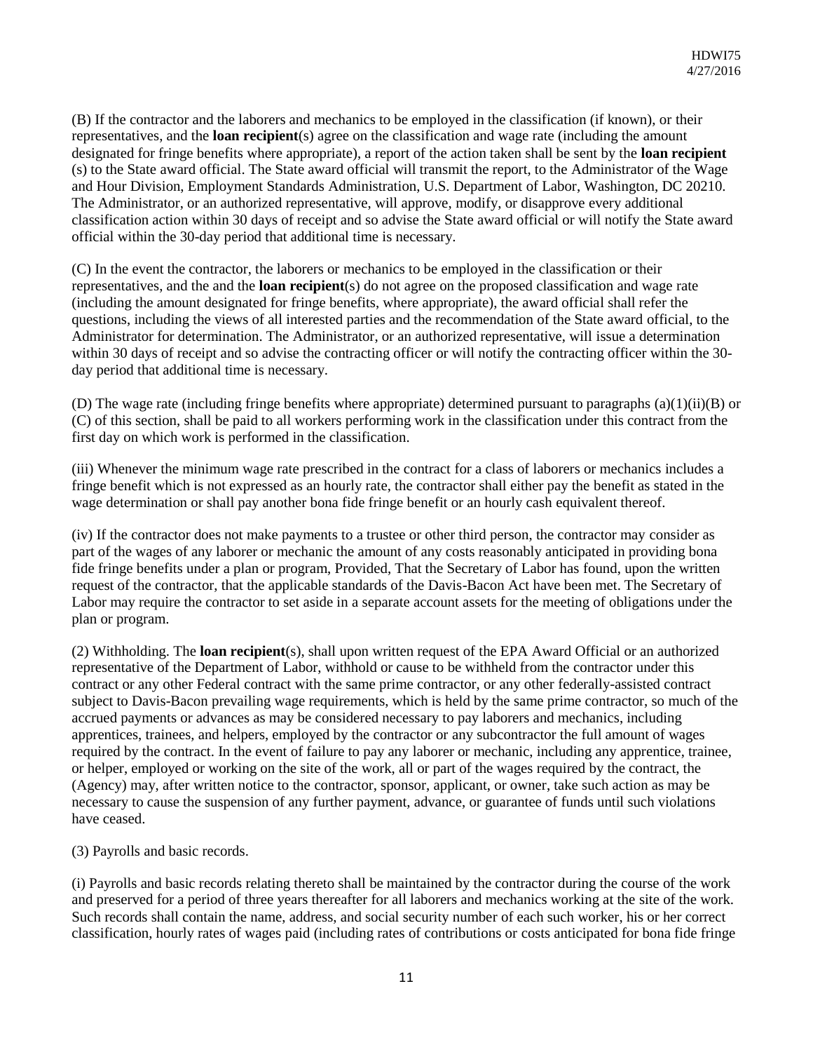(B) If the contractor and the laborers and mechanics to be employed in the classification (if known), or their representatives, and the **loan recipient**(s) agree on the classification and wage rate (including the amount designated for fringe benefits where appropriate), a report of the action taken shall be sent by the **loan recipient** (s) to the State award official. The State award official will transmit the report, to the Administrator of the Wage and Hour Division, Employment Standards Administration, U.S. Department of Labor, Washington, DC 20210. The Administrator, or an authorized representative, will approve, modify, or disapprove every additional classification action within 30 days of receipt and so advise the State award official or will notify the State award official within the 30-day period that additional time is necessary.

(C) In the event the contractor, the laborers or mechanics to be employed in the classification or their representatives, and the and the **loan recipient**(s) do not agree on the proposed classification and wage rate (including the amount designated for fringe benefits, where appropriate), the award official shall refer the questions, including the views of all interested parties and the recommendation of the State award official, to the Administrator for determination. The Administrator, or an authorized representative, will issue a determination within 30 days of receipt and so advise the contracting officer or will notify the contracting officer within the 30-day period that additional time is necessary.

(D) The wage rate (including fringe benefits where appropriate) determined pursuant to paragraphs (a)(1)(ii)(B) or (C) of this section, shall be paid to all workers performing work in the classification under this contract from the first day on which work is performed in the classification.

(iii) Whenever the minimum wage rate prescribed in the contract for a class of laborers or mechanics includes a fringe benefit which is not expressed as an hourly rate, the contractor shall either pay the benefit as stated in the wage determination or shall pay another bona fide fringe benefit or an hourly cash equivalent thereof.

(iv) If the contractor does not make payments to a trustee or other third person, the contractor may consider as part of the wages of any laborer or mechanic the amount of any costs reasonably anticipated in providing bona fide fringe benefits under a plan or program, Provided, That the Secretary of Labor has found, upon the written request of the contractor, that the applicable standards of the Davis-Bacon Act have been met. The Secretary of Labor may require the contractor to set aside in a separate account assets for the meeting of obligations under the plan or program.

(2) Withholding. The **loan recipient**(s), shall upon written request of the EPA Award Official or an authorized representative of the Department of Labor, withhold or cause to be withheld from the contractor under this contract or any other Federal contract with the same prime contractor, or any other federally-assisted contract subject to Davis-Bacon prevailing wage requirements, which is held by the same prime contractor, so much of the accrued payments or advances as may be considered necessary to pay laborers and mechanics, including apprentices, trainees, and helpers, employed by the contractor or any subcontractor the full amount of wages required by the contract. In the event of failure to pay any laborer or mechanic, including any apprentice, trainee, or helper, employed or working on the site of the work, all or part of the wages required by the contract, the (Agency) may, after written notice to the contractor, sponsor, applicant, or owner, take such action as may be necessary to cause the suspension of any further payment, advance, or guarantee of funds until such violations have ceased.

(3) Payrolls and basic records.

(i) Payrolls and basic records relating thereto shall be maintained by the contractor during the course of the work and preserved for a period of three years thereafter for all laborers and mechanics working at the site of the work. Such records shall contain the name, address, and social security number of each such worker, his or her correct classification, hourly rates of wages paid (including rates of contributions or costs anticipated for bona fide fringe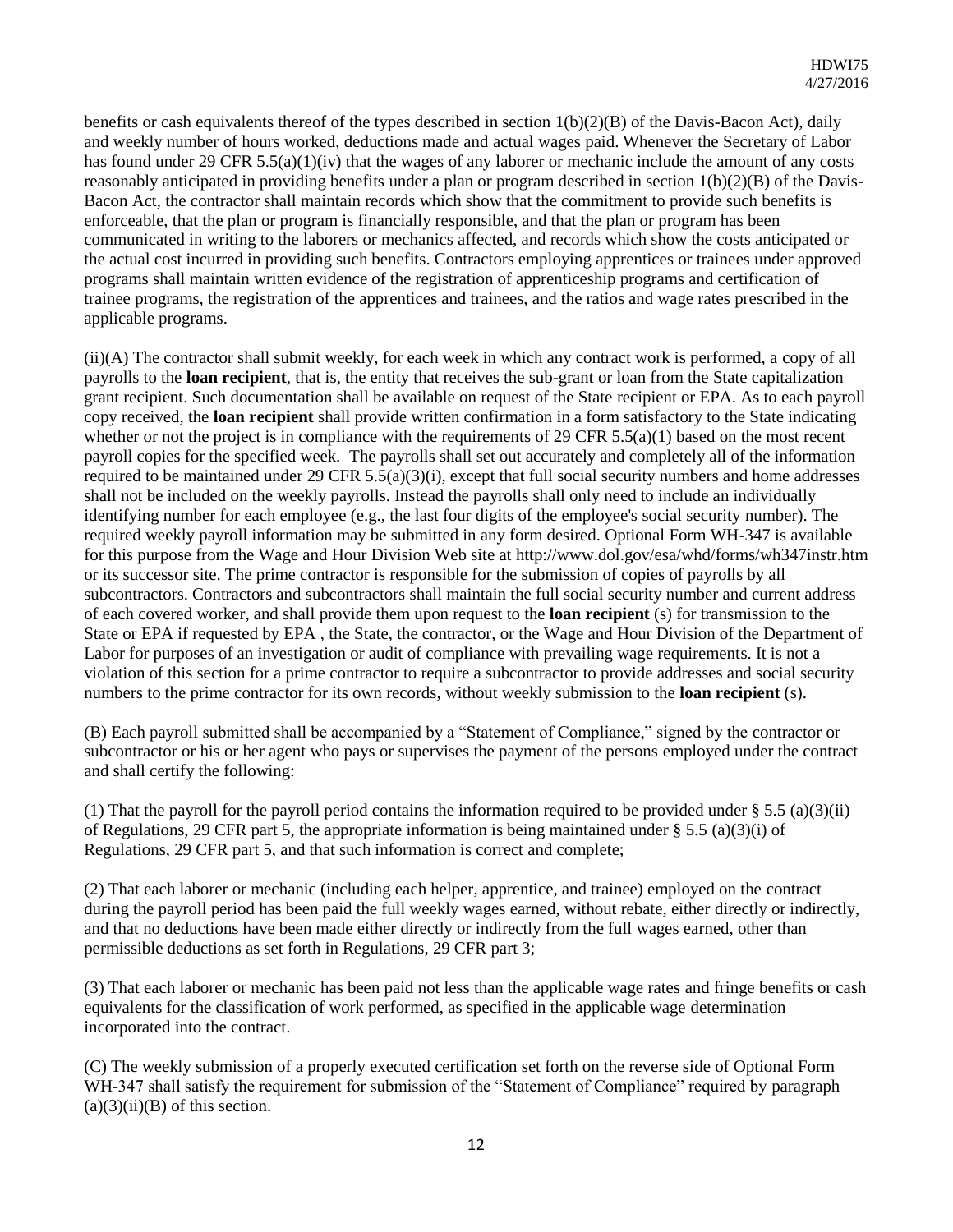benefits or cash equivalents thereof of the types described in section 1(b)(2)(B) of the Davis-Bacon Act), daily and weekly number of hours worked, deductions made and actual wages paid. Whenever the Secretary of Labor has found under 29 CFR 5.5(a)(1)(iv) that the wages of any laborer or mechanic include the amount of any costs reasonably anticipated in providing benefits under a plan or program described in section 1(b)(2)(B) of the Davis-Bacon Act, the contractor shall maintain records which show that the commitment to provide such benefits is enforceable, that the plan or program is financially responsible, and that the plan or program has been communicated in writing to the laborers or mechanics affected, and records which show the costs anticipated or the actual cost incurred in providing such benefits. Contractors employing apprentices or trainees under approved programs shall maintain written evidence of the registration of apprenticeship programs and certification of trainee programs, the registration of the apprentices and trainees, and the ratios and wage rates prescribed in the applicable programs.

(ii)(A) The contractor shall submit weekly, for each week in which any contract work is performed, a copy of all payrolls to the **loan recipient**, that is, the entity that receives the sub-grant or loan from the State capitalization grant recipient. Such documentation shall be available on request of the State recipient or EPA. As to each payroll copy received, the **loan recipient** shall provide written confirmation in a form satisfactory to the State indicating whether or not the project is in compliance with the requirements of 29 CFR 5.5(a)(1) based on the most recent payroll copies for the specified week. The payrolls shall set out accurately and completely all of the information required to be maintained under 29 CFR 5.5(a)(3)(i), except that full social security numbers and home addresses shall not be included on the weekly payrolls. Instead the payrolls shall only need to include an individually identifying number for each employee (e.g., the last four digits of the employee's social security number). The required weekly payroll information may be submitted in any form desired. Optional Form WH-347 is available for this purpose from the Wage and Hour Division Web site at http://www.dol.gov/esa/whd/forms/wh347instr.htm or its successor site. The prime contractor is responsible for the submission of copies of payrolls by all subcontractors. Contractors and subcontractors shall maintain the full social security number and current address of each covered worker, and shall provide them upon request to the **loan recipient** (s) for transmission to the State or EPA if requested by EPA , the State, the contractor, or the Wage and Hour Division of the Department of Labor for purposes of an investigation or audit of compliance with prevailing wage requirements. It is not a violation of this section for a prime contractor to require a subcontractor to provide addresses and social security numbers to the prime contractor for its own records, without weekly submission to the **loan recipient** (s).

(B) Each payroll submitted shall be accompanied by a "Statement of Compliance," signed by the contractor or subcontractor or his or her agent who pays or supervises the payment of the persons employed under the contract and shall certify the following:

(1) That the payroll for the payroll period contains the information required to be provided under § 5.5 (a)(3)(ii) of Regulations, 29 CFR part 5, the appropriate information is being maintained under § 5.5 (a)(3)(i) of Regulations, 29 CFR part 5, and that such information is correct and complete;

(2) That each laborer or mechanic (including each helper, apprentice, and trainee) employed on the contract during the payroll period has been paid the full weekly wages earned, without rebate, either directly or indirectly, and that no deductions have been made either directly or indirectly from the full wages earned, other than permissible deductions as set forth in Regulations, 29 CFR part 3;

(3) That each laborer or mechanic has been paid not less than the applicable wage rates and fringe benefits or cash equivalents for the classification of work performed, as specified in the applicable wage determination incorporated into the contract.

(C) The weekly submission of a properly executed certification set forth on the reverse side of Optional Form WH-347 shall satisfy the requirement for submission of the "Statement of Compliance" required by paragraph (a)(3)(ii)(B) of this section.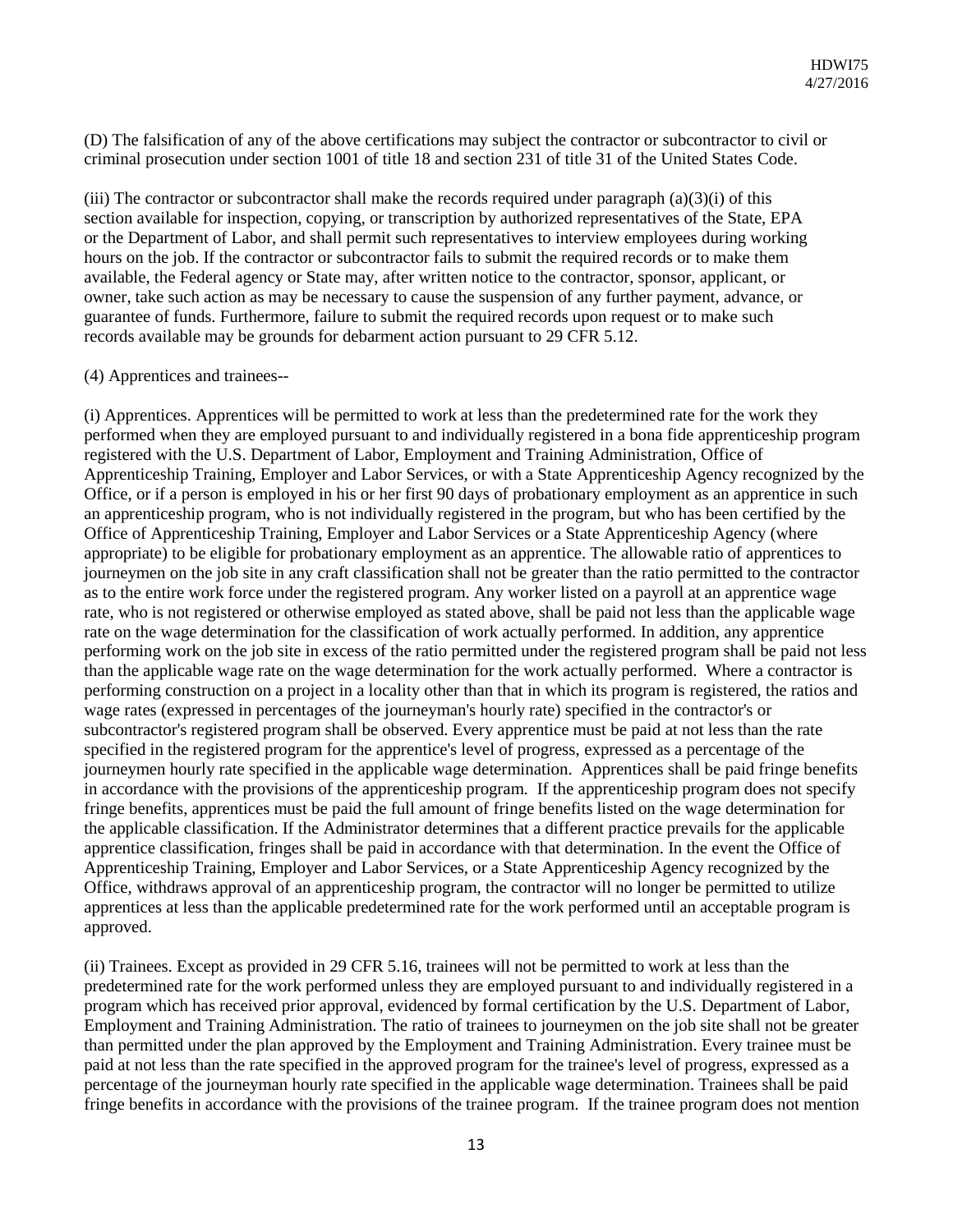(D) The falsification of any of the above certifications may subject the contractor or subcontractor to civil or criminal prosecution under section 1001 of title 18 and section 231 of title 31 of the United States Code.

(iii) The contractor or subcontractor shall make the records required under paragraph (a)(3)(i) of this section available for inspection, copying, or transcription by authorized representatives of the State, EPA or the Department of Labor, and shall permit such representatives to interview employees during working hours on the job. If the contractor or subcontractor fails to submit the required records or to make them available, the Federal agency or State may, after written notice to the contractor, sponsor, applicant, or owner, take such action as may be necessary to cause the suspension of any further payment, advance, or guarantee of funds. Furthermore, failure to submit the required records upon request or to make such records available may be grounds for debarment action pursuant to 29 CFR 5.12.

(4) Apprentices and trainees--

(i) Apprentices. Apprentices will be permitted to work at less than the predetermined rate for the work they performed when they are employed pursuant to and individually registered in a bona fide apprenticeship program registered with the U.S. Department of Labor, Employment and Training Administration, Office of Apprenticeship Training, Employer and Labor Services, or with a State Apprenticeship Agency recognized by the Office, or if a person is employed in his or her first 90 days of probationary employment as an apprentice in such an apprenticeship program, who is not individually registered in the program, but who has been certified by the Office of Apprenticeship Training, Employer and Labor Services or a State Apprenticeship Agency (where appropriate) to be eligible for probationary employment as an apprentice. The allowable ratio of apprentices to journeymen on the job site in any craft classification shall not be greater than the ratio permitted to the contractor as to the entire work force under the registered program. Any worker listed on a payroll at an apprentice wage rate, who is not registered or otherwise employed as stated above, shall be paid not less than the applicable wage rate on the wage determination for the classification of work actually performed. In addition, any apprentice performing work on the job site in excess of the ratio permitted under the registered program shall be paid not less than the applicable wage rate on the wage determination for the work actually performed. Where a contractor is performing construction on a project in a locality other than that in which its program is registered, the ratios and wage rates (expressed in percentages of the journeyman's hourly rate) specified in the contractor's or subcontractor's registered program shall be observed. Every apprentice must be paid at not less than the rate specified in the registered program for the apprentice's level of progress, expressed as a percentage of the journeymen hourly rate specified in the applicable wage determination. Apprentices shall be paid fringe benefits in accordance with the provisions of the apprenticeship program. If the apprenticeship program does not specify fringe benefits, apprentices must be paid the full amount of fringe benefits listed on the wage determination for the applicable classification. If the Administrator determines that a different practice prevails for the applicable apprentice classification, fringes shall be paid in accordance with that determination. In the event the Office of Apprenticeship Training, Employer and Labor Services, or a State Apprenticeship Agency recognized by the Office, withdraws approval of an apprenticeship program, the contractor will no longer be permitted to utilize apprentices at less than the applicable predetermined rate for the work performed until an acceptable program is approved.

(ii) Trainees. Except as provided in 29 CFR 5.16, trainees will not be permitted to work at less than the predetermined rate for the work performed unless they are employed pursuant to and individually registered in a program which has received prior approval, evidenced by formal certification by the U.S. Department of Labor, Employment and Training Administration. The ratio of trainees to journeymen on the job site shall not be greater than permitted under the plan approved by the Employment and Training Administration. Every trainee must be paid at not less than the rate specified in the approved program for the trainee's level of progress, expressed as a percentage of the journeyman hourly rate specified in the applicable wage determination. Trainees shall be paid fringe benefits in accordance with the provisions of the trainee program. If the trainee program does not mention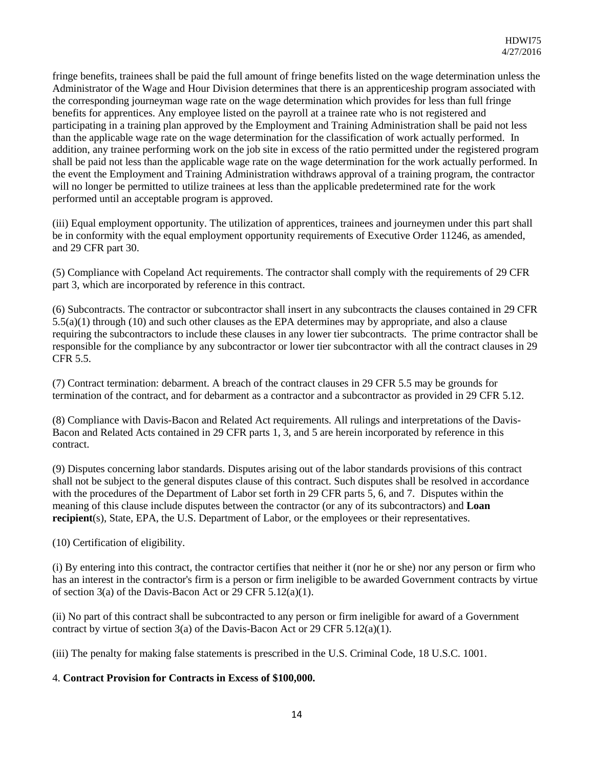fringe benefits, trainees shall be paid the full amount of fringe benefits listed on the wage determination unless the Administrator of the Wage and Hour Division determines that there is an apprenticeship program associated with the corresponding journeyman wage rate on the wage determination which provides for less than full fringe benefits for apprentices. Any employee listed on the payroll at a trainee rate who is not registered and participating in a training plan approved by the Employment and Training Administration shall be paid not less than the applicable wage rate on the wage determination for the classification of work actually performed. In addition, any trainee performing work on the job site in excess of the ratio permitted under the registered program shall be paid not less than the applicable wage rate on the wage determination for the work actually performed. In the event the Employment and Training Administration withdraws approval of a training program, the contractor will no longer be permitted to utilize trainees at less than the applicable predetermined rate for the work performed until an acceptable program is approved.

(iii) Equal employment opportunity. The utilization of apprentices, trainees and journeymen under this part shall be in conformity with the equal employment opportunity requirements of Executive Order 11246, as amended, and 29 CFR part 30.

(5) Compliance with Copeland Act requirements. The contractor shall comply with the requirements of 29 CFR part 3, which are incorporated by reference in this contract.

(6) Subcontracts. The contractor or subcontractor shall insert in any subcontracts the clauses contained in 29 CFR 5.5(a)(1) through (10) and such other clauses as the EPA determines may by appropriate, and also a clause requiring the subcontractors to include these clauses in any lower tier subcontracts. The prime contractor shall be responsible for the compliance by any subcontractor or lower tier subcontractor with all the contract clauses in 29 CFR 5.5.

(7) Contract termination: debarment. A breach of the contract clauses in 29 CFR 5.5 may be grounds for termination of the contract, and for debarment as a contractor and a subcontractor as provided in 29 CFR 5.12.

(8) Compliance with Davis-Bacon and Related Act requirements. All rulings and interpretations of the Davis-Bacon and Related Acts contained in 29 CFR parts 1, 3, and 5 are herein incorporated by reference in this contract.

(9) Disputes concerning labor standards. Disputes arising out of the labor standards provisions of this contract shall not be subject to the general disputes clause of this contract. Such disputes shall be resolved in accordance with the procedures of the Department of Labor set forth in 29 CFR parts 5, 6, and 7. Disputes within the meaning of this clause include disputes between the contractor (or any of its subcontractors) and **Loan recipient**(s), State, EPA, the U.S. Department of Labor, or the employees or their representatives.

(10) Certification of eligibility.

(i) By entering into this contract, the contractor certifies that neither it (nor he or she) nor any person or firm who has an interest in the contractor's firm is a person or firm ineligible to be awarded Government contracts by virtue of section 3(a) of the Davis-Bacon Act or 29 CFR 5.12(a)(1).

(ii) No part of this contract shall be subcontracted to any person or firm ineligible for award of a Government contract by virtue of section 3(a) of the Davis-Bacon Act or 29 CFR 5.12(a)(1).

(iii) The penalty for making false statements is prescribed in the U.S. Criminal Code, 18 U.S.C. 1001.

4. **Contract Provision for Contracts in Excess of $100,000.**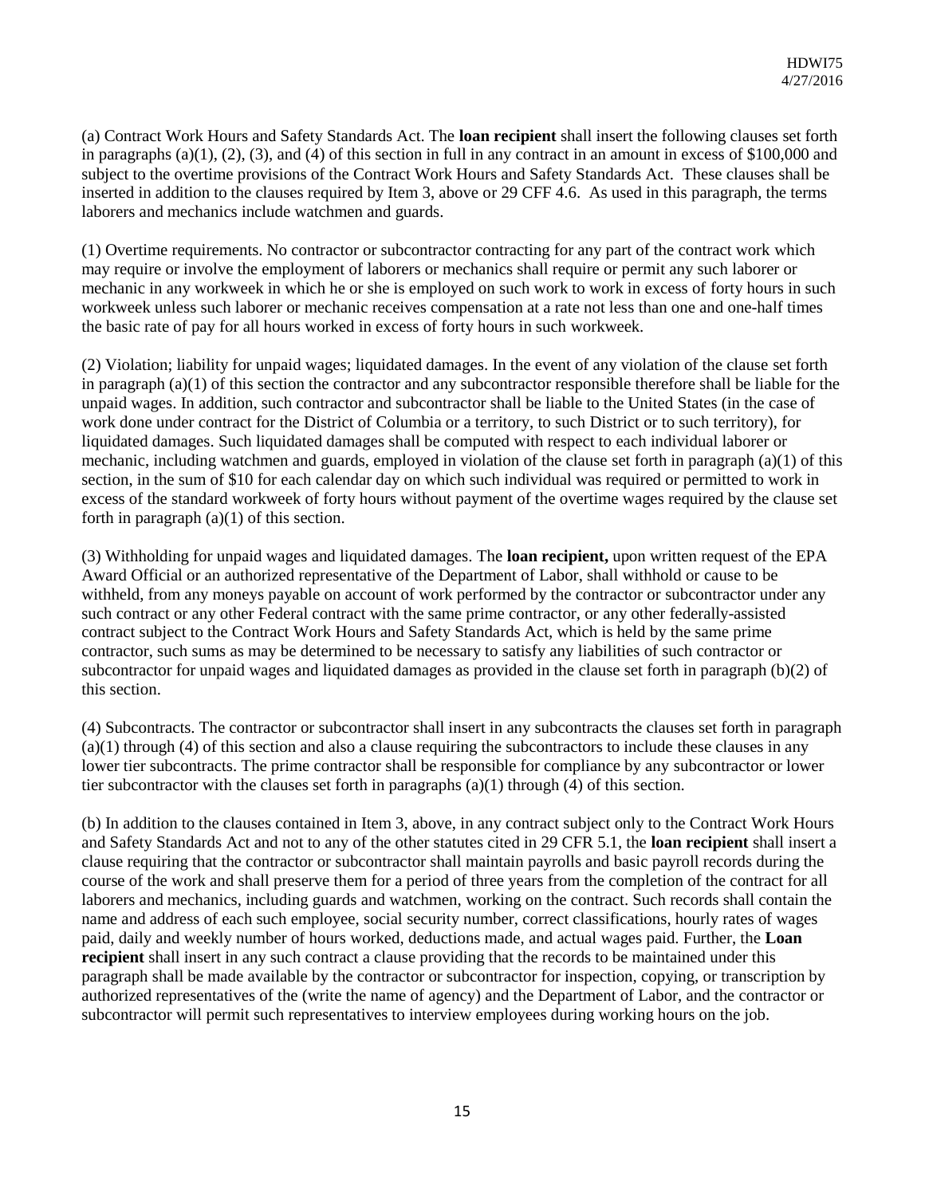(a) Contract Work Hours and Safety Standards Act. The **loan recipient** shall insert the following clauses set forth in paragraphs (a)(1), (2), (3), and (4) of this section in full in any contract in an amount in excess of $100,000 and subject to the overtime provisions of the Contract Work Hours and Safety Standards Act. These clauses shall be inserted in addition to the clauses required by Item 3, above or 29 CFF 4.6. As used in this paragraph, the terms laborers and mechanics include watchmen and guards.

(1) Overtime requirements. No contractor or subcontractor contracting for any part of the contract work which may require or involve the employment of laborers or mechanics shall require or permit any such laborer or mechanic in any workweek in which he or she is employed on such work to work in excess of forty hours in such workweek unless such laborer or mechanic receives compensation at a rate not less than one and one-half times the basic rate of pay for all hours worked in excess of forty hours in such workweek.

(2) Violation; liability for unpaid wages; liquidated damages. In the event of any violation of the clause set forth in paragraph (a)(1) of this section the contractor and any subcontractor responsible therefore shall be liable for the unpaid wages. In addition, such contractor and subcontractor shall be liable to the United States (in the case of work done under contract for the District of Columbia or a territory, to such District or to such territory), for liquidated damages. Such liquidated damages shall be computed with respect to each individual laborer or mechanic, including watchmen and guards, employed in violation of the clause set forth in paragraph (a)(1) of this section, in the sum of $10 for each calendar day on which such individual was required or permitted to work in excess of the standard workweek of forty hours without payment of the overtime wages required by the clause set forth in paragraph (a)(1) of this section.

(3) Withholding for unpaid wages and liquidated damages. The **loan recipient,** upon written request of the EPA Award Official or an authorized representative of the Department of Labor, shall withhold or cause to be withheld, from any moneys payable on account of work performed by the contractor or subcontractor under any such contract or any other Federal contract with the same prime contractor, or any other federally-assisted contract subject to the Contract Work Hours and Safety Standards Act, which is held by the same prime contractor, such sums as may be determined to be necessary to satisfy any liabilities of such contractor or subcontractor for unpaid wages and liquidated damages as provided in the clause set forth in paragraph (b)(2) of this section.

(4) Subcontracts. The contractor or subcontractor shall insert in any subcontracts the clauses set forth in paragraph (a)(1) through (4) of this section and also a clause requiring the subcontractors to include these clauses in any lower tier subcontracts. The prime contractor shall be responsible for compliance by any subcontractor or lower tier subcontractor with the clauses set forth in paragraphs (a)(1) through (4) of this section.

(b) In addition to the clauses contained in Item 3, above, in any contract subject only to the Contract Work Hours and Safety Standards Act and not to any of the other statutes cited in 29 CFR 5.1, the **loan recipient** shall insert a clause requiring that the contractor or subcontractor shall maintain payrolls and basic payroll records during the course of the work and shall preserve them for a period of three years from the completion of the contract for all laborers and mechanics, including guards and watchmen, working on the contract. Such records shall contain the name and address of each such employee, social security number, correct classifications, hourly rates of wages paid, daily and weekly number of hours worked, deductions made, and actual wages paid. Further, the **Loan recipient** shall insert in any such contract a clause providing that the records to be maintained under this paragraph shall be made available by the contractor or subcontractor for inspection, copying, or transcription by authorized representatives of the (write the name of agency) and the Department of Labor, and the contractor or subcontractor will permit such representatives to interview employees during working hours on the job.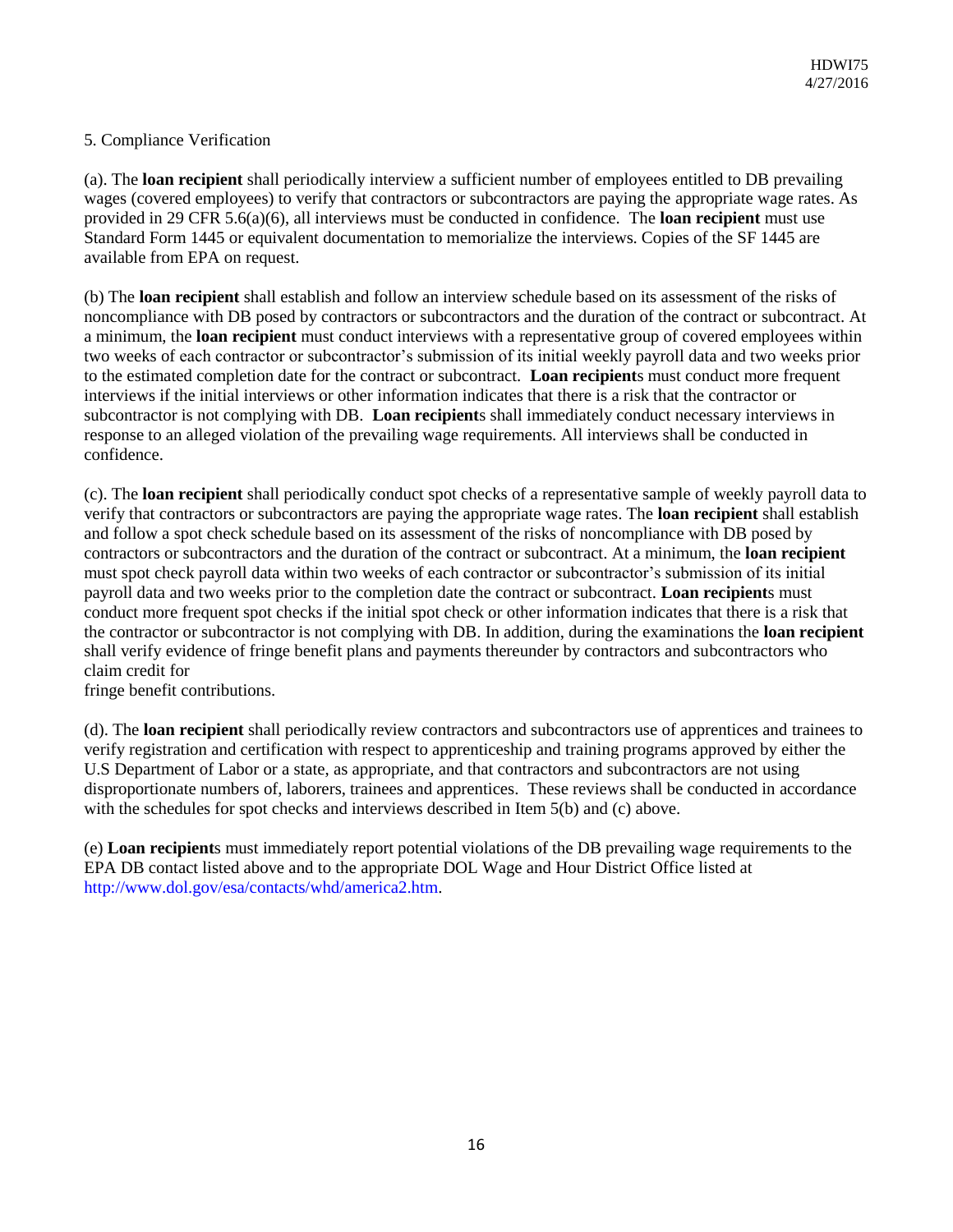5. Compliance Verification

(a). The **loan recipient** shall periodically interview a sufficient number of employees entitled to DB prevailing wages (covered employees) to verify that contractors or subcontractors are paying the appropriate wage rates. As provided in 29 CFR 5.6(a)(6), all interviews must be conducted in confidence. The **loan recipient** must use Standard Form 1445 or equivalent documentation to memorialize the interviews. Copies of the SF 1445 are available from EPA on request.

(b) The **loan recipient** shall establish and follow an interview schedule based on its assessment of the risks of noncompliance with DB posed by contractors or subcontractors and the duration of the contract or subcontract. At a minimum, the **loan recipient** must conduct interviews with a representative group of covered employees within two weeks of each contractor or subcontractor's submission of its initial weekly payroll data and two weeks prior to the estimated completion date for the contract or subcontract. **Loan recipient**s must conduct more frequent interviews if the initial interviews or other information indicates that there is a risk that the contractor or subcontractor is not complying with DB. **Loan recipient**s shall immediately conduct necessary interviews in response to an alleged violation of the prevailing wage requirements. All interviews shall be conducted in confidence.

(c). The **loan recipient** shall periodically conduct spot checks of a representative sample of weekly payroll data to verify that contractors or subcontractors are paying the appropriate wage rates. The **loan recipient** shall establish and follow a spot check schedule based on its assessment of the risks of noncompliance with DB posed by contractors or subcontractors and the duration of the contract or subcontract. At a minimum, the **loan recipient** must spot check payroll data within two weeks of each contractor or subcontractor's submission of its initial payroll data and two weeks prior to the completion date the contract or subcontract. **Loan recipient**s must conduct more frequent spot checks if the initial spot check or other information indicates that there is a risk that the contractor or subcontractor is not complying with DB. In addition, during the examinations the **loan recipient** shall verify evidence of fringe benefit plans and payments thereunder by contractors and subcontractors who claim credit for fringe benefit contributions.

(d). The **loan recipient** shall periodically review contractors and subcontractors use of apprentices and trainees to verify registration and certification with respect to apprenticeship and training programs approved by either the U.S Department of Labor or a state, as appropriate, and that contractors and subcontractors are not using disproportionate numbers of, laborers, trainees and apprentices. These reviews shall be conducted in accordance with the schedules for spot checks and interviews described in Item 5(b) and (c) above.

(e) **Loan recipient**s must immediately report potential violations of the DB prevailing wage requirements to the EPA DB contact listed above and to the appropriate DOL Wage and Hour District Office listed at http://www.dol.gov/esa/contacts/whd/america2.htm.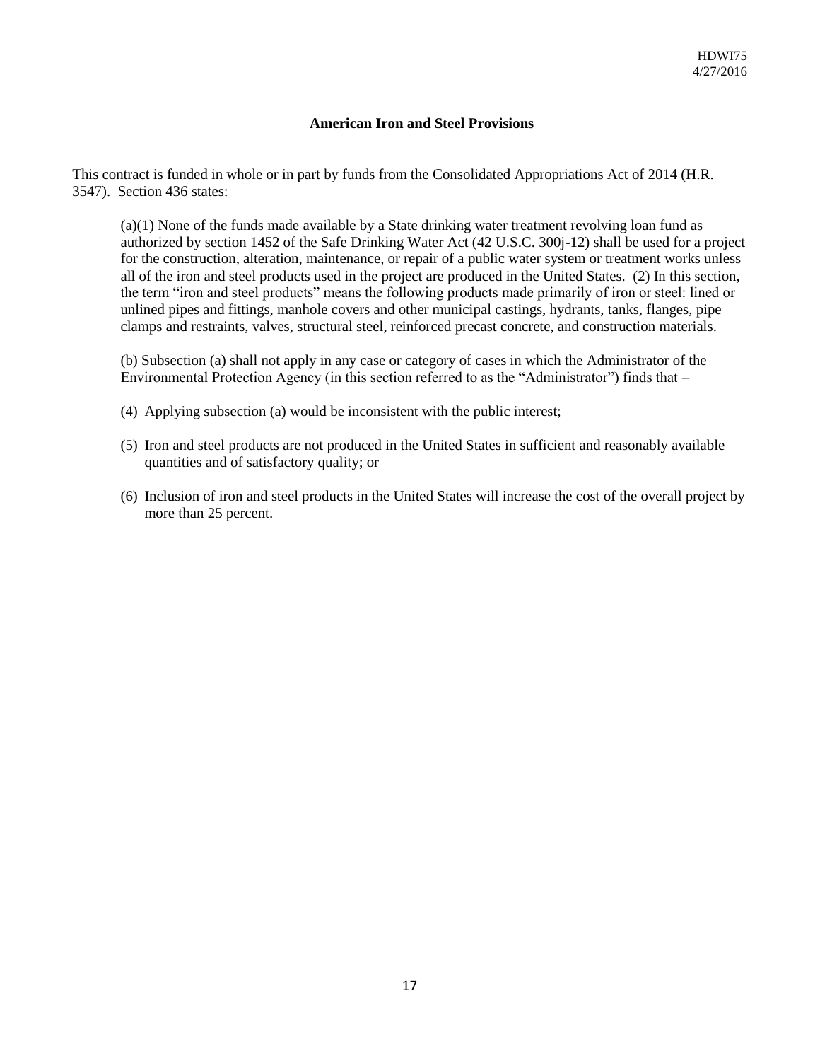## American Iron and Steel Provisions

This contract is funded in whole or in part by funds from the Consolidated Appropriations Act of 2014 (H.R. 3547). Section 436 states:

> (a)(1) None of the funds made available by a State drinking water treatment revolving loan fund as authorized by section 1452 of the Safe Drinking Water Act (42 U.S.C. 300j-12) shall be used for a project for the construction, alteration, maintenance, or repair of a public water system or treatment works unless all of the iron and steel products used in the project are produced in the United States. (2) In this section, the term "iron and steel products" means the following products made primarily of iron or steel: lined or unlined pipes and fittings, manhole covers and other municipal castings, hydrants, tanks, flanges, pipe clamps and restraints, valves, structural steel, reinforced precast concrete, and construction materials.
>
> (b) Subsection (a) shall not apply in any case or category of cases in which the Administrator of the Environmental Protection Agency (in this section referred to as the "Administrator") finds that –
>
> (4) Applying subsection (a) would be inconsistent with the public interest;
>
> (5) Iron and steel products are not produced in the United States in sufficient and reasonably available quantities and of satisfactory quality; or
>
> (6) Inclusion of iron and steel products in the United States will increase the cost of the overall project by more than 25 percent.